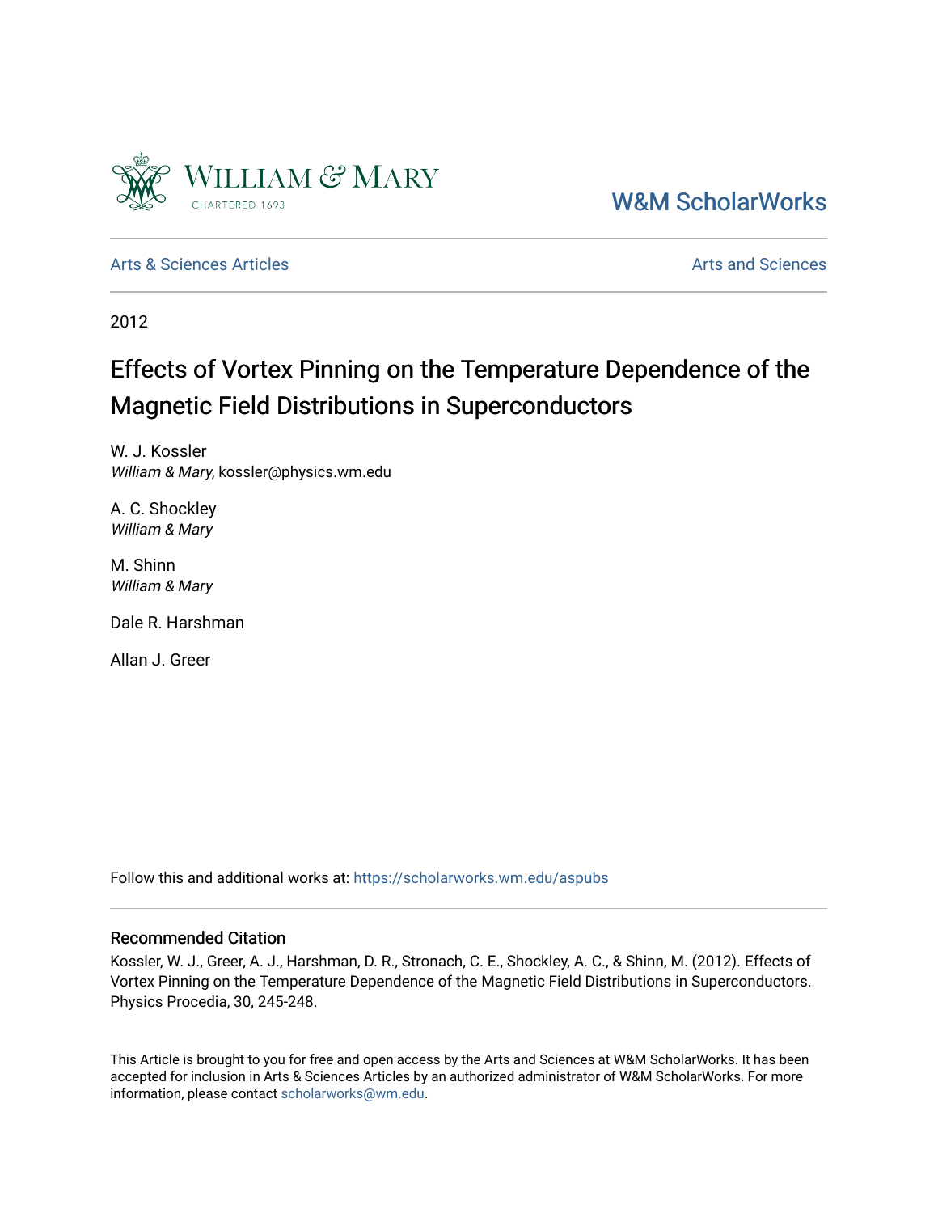W&M ScholarWorks

Arts & Sciences Articles

Arts and Sciences

2012

# Effects of Vortex Pinning on the Temperature Dependence of the Magnetic Field Distributions in Superconductors

W. J. Kossler
*William & Mary*, kossler@physics.wm.edu

A. C. Shockley
*William & Mary*

M. Shinn
*William & Mary*

Dale R. Harshman

Allan J. Greer

Follow this and additional works at: https://scholarworks.wm.edu/aspubs

## Recommended Citation

Kossler, W. J., Greer, A. J., Harshman, D. R., Stronach, C. E., Shockley, A. C., & Shinn, M. (2012). Effects of Vortex Pinning on the Temperature Dependence of the Magnetic Field Distributions in Superconductors. Physics Procedia, 30, 245-248.

This Article is brought to you for free and open access by the Arts and Sciences at W&M ScholarWorks. It has been accepted for inclusion in Arts & Sciences Articles by an authorized administrator of W&M ScholarWorks. For more information, please contact scholarworks@wm.edu.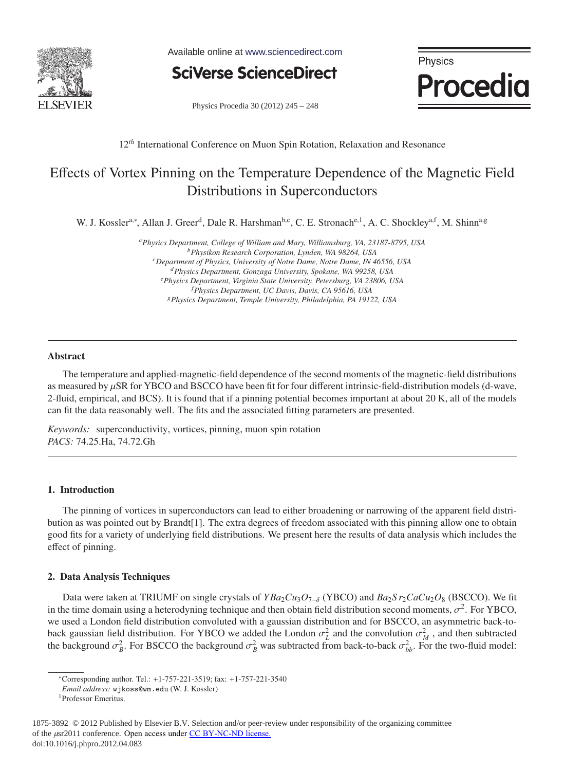Physics Procedia 30 (2012) 245 – 248

12*th* International Conference on Muon Spin Rotation, Relaxation and Resonance

# Effects of Vortex Pinning on the Temperature Dependence of the Magnetic Field Distributions in Superconductors

W. J. Kossler[a,*], Allan J. Greer[d], Dale R. Harshman[b,c], C. E. Stronach[e,1], A. C. Shockley[a,f], M. Shinn[a,g]

[a] *Physics Department, College of William and Mary, Williamsburg, VA, 23187-8795, USA*
[b] *Physikon Research Corporation, Lynden, WA 98264, USA*
[c] *Department of Physics, University of Notre Dame, Notre Dame, IN 46556, USA*
[d] *Physics Department, Gonzaga University, Spokane, WA 99258, USA*
[e] *Physics Department, Virginia State University, Petersburg, VA 23806, USA*
[f] *Physics Department, UC Davis, Davis, CA 95616, USA*
[g] *Physics Department, Temple University, Philadelphia, PA 19122, USA*

---

## Abstract

The temperature and applied-magnetic-field dependence of the second moments of the magnetic-field distributions as measured by $\mu$SR for YBCO and BSCCO have been fit for four different intrinsic-field-distribution models (d-wave, 2-fluid, empirical, and BCS). It is found that if a pinning potential becomes important at about 20 K, all of the models can fit the data reasonably well. The fits and the associated fitting parameters are presented.

*Keywords:* superconductivity, vortices, pinning, muon spin rotation
*PACS:* 74.25.Ha, 74.72.Gh

---

## 1. Introduction

The pinning of vortices in superconductors can lead to either broadening or narrowing of the apparent field distribution as was pointed out by Brandt[1]. The extra degrees of freedom associated with this pinning allow one to obtain good fits for a variety of underlying field distributions. We present here the results of data analysis which includes the effect of pinning.

## 2. Data Analysis Techniques

Data were taken at TRIUMF on single crystals of $YBa_2Cu_3O_{7-\delta}$ (YBCO) and $Ba_2Sr_2CaCu_2O_8$ (BSCCO). We fit in the time domain using a heterodyning technique and then obtain field distribution second moments, $\sigma^2$. For YBCO, we used a London field distribution convoluted with a gaussian distribution and for BSCCO, an asymmetric back-to-back gaussian field distribution. For YBCO we added the London $\sigma_L^2$ and the convolution $\sigma_M^2$ , and then subtracted the background $\sigma_B^2$. For BSCCO the background $\sigma_B^2$ was subtracted from back-to-back $\sigma_{bb}^2$. For the two-fluid model:

*Corresponding author. Tel.: +1-757-221-3519; fax: +1-757-221-3540
*Email address:* wjkoss@wm.edu (W. J. Kossler)
[1] Professor Emeritus.

1875-3892 © 2012 Published by Elsevier B.V. Selection and/or peer-review under responsibility of the organizing committee of the $\mu$sr2011 conference. Open access under CC BY-NC-ND license.
doi:10.1016/j.phpro.2012.04.083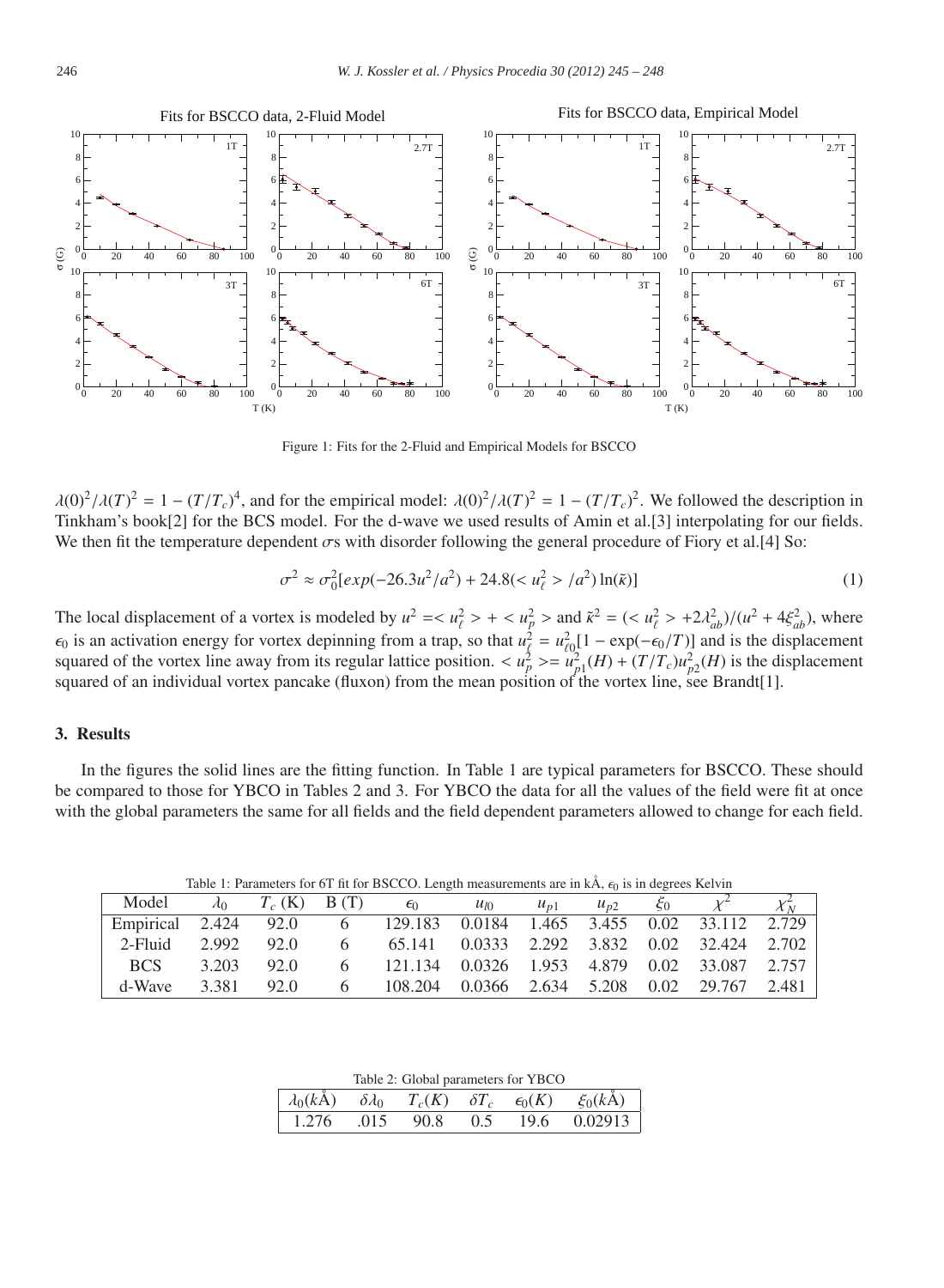Fits for BSCCO data, 2-Fluid Model

Fits for BSCCO data, Empirical Model

Figure 1: Fits for the 2-Fluid and Empirical Models for BSCCO

$\lambda(0)^2/\lambda(T)^2 = 1 - (T/T_c)^4$, and for the empirical model: $\lambda(0)^2/\lambda(T)^2 = 1 - (T/T_c)^2$. We followed the description in Tinkham's book[2] for the BCS model. For the d-wave we used results of Amin et al.[3] interpolating for our fields. We then fit the temperature dependent $\sigma$s with disorder following the general procedure of Fiory et al.[4] So:

$$\sigma^2 \approx \sigma_0^2[exp(-26.3u^2/a^2) + 24.8(< u_\ell^2 > /a^2)\ln(\tilde{\kappa})] \tag{1}$$

The local displacement of a vortex is modeled by $u^2 =< u_\ell^2 > + < u_p^2 >$ and $\tilde{\kappa}^2 = (< u_\ell^2 > +2\lambda_{ab}^2)/(u^2 + 4\xi_{ab}^2)$, where $\epsilon_0$ is an activation energy for vortex depinning from a trap, so that $u_\ell^2 = u_{\ell 0}^2[1 - \exp(-\epsilon_0/T)]$ and is the displacement squared of the vortex line away from its regular lattice position. $< u_p^2 >= u_{p1}^2(H) + (T/T_c)u_{p2}^2(H)$ is the displacement squared of an individual vortex pancake (fluxon) from the mean position of the vortex line, see Brandt[1].

## 3. Results

In the figures the solid lines are the fitting function. In Table 1 are typical parameters for BSCCO. These should be compared to those for YBCO in Tables 2 and 3. For YBCO the data for all the values of the field were fit at once with the global parameters the same for all fields and the field dependent parameters allowed to change for each field.

Table 1: Parameters for 6T fit for BSCCO. Length measurements are in kÅ, $\epsilon_0$ is in degrees Kelvin

| Model | $\lambda_0$ | $T_c$ (K) | B (T) | $\epsilon_0$ | $u_{l0}$ | $u_{p1}$ | $u_{p2}$ | $\xi_0$ | $\chi^2$ | $\chi_N^2$ |
|---|---|---|---|---|---|---|---|---|---|---|
| Empirical | 2.424 | 92.0 | 6 | 129.183 | 0.0184 | 1.465 | 3.455 | 0.02 | 33.112 | 2.729 |
| 2-Fluid | 2.992 | 92.0 | 6 | 65.141 | 0.0333 | 2.292 | 3.832 | 0.02 | 32.424 | 2.702 |
| BCS | 3.203 | 92.0 | 6 | 121.134 | 0.0326 | 1.953 | 4.879 | 0.02 | 33.087 | 2.757 |
| d-Wave | 3.381 | 92.0 | 6 | 108.204 | 0.0366 | 2.634 | 5.208 | 0.02 | 29.767 | 2.481 |

Table 2: Global parameters for YBCO

| $\lambda_0$(kÅ) | $\delta\lambda_0$ | $T_c(K)$ | $\delta T_c$ | $\epsilon_0(K)$ | $\xi_0$(kÅ) |
|---|---|---|---|---|---|
| 1.276 | .015 | 90.8 | 0.5 | 19.6 | 0.02913 |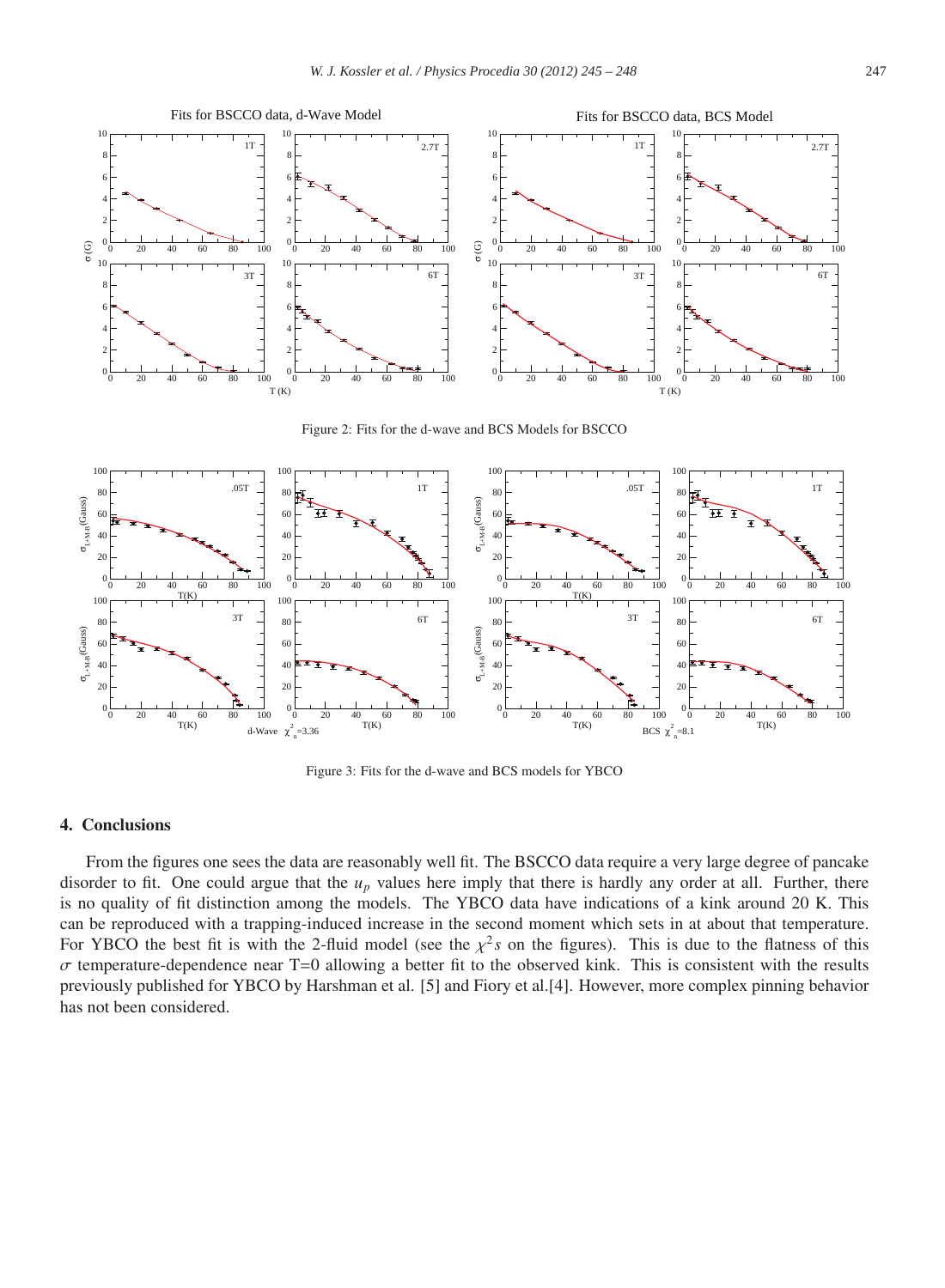Figure 2: Fits for the d-wave and BCS Models for BSCCO

Figure 3: Fits for the d-wave and BCS models for YBCO

## 4. Conclusions

From the figures one sees the data are reasonably well fit. The BSCCO data require a very large degree of pancake disorder to fit. One could argue that the $u_p$ values here imply that there is hardly any order at all. Further, there is no quality of fit distinction among the models. The YBCO data have indications of a kink around 20 K. This can be reproduced with a trapping-induced increase in the second moment which sets in at about that temperature. For YBCO the best fit is with the 2-fluid model (see the $\chi^2 s$ on the figures). This is due to the flatness of this $\sigma$ temperature-dependence near T=0 allowing a better fit to the observed kink. This is consistent with the results previously published for YBCO by Harshman et al. [5] and Fiory et al.[4]. However, more complex pinning behavior has not been considered.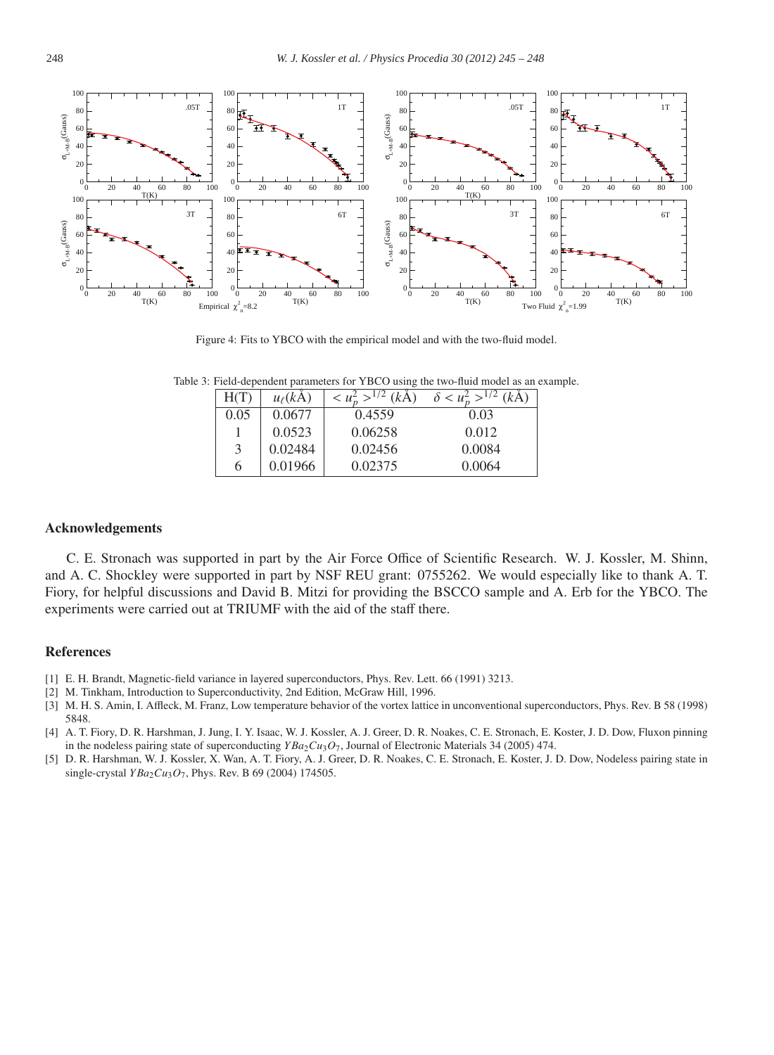.05T

1T

.05T

1T

3T

6T

3T

6T

$\sigma_{L\text{-}M\text{-}B}$(Gauss)

T(K)

Empirical $\chi^2_n$=8.2

Two Fluid $\chi^2_n$=1.99

Figure 4: Fits to YBCO with the empirical model and with the two-fluid model.

Table 3: Field-dependent parameters for YBCO using the two-fluid model as an example.

| H(T) | $u_\ell(k\text{Å})$ | $< u_p^2 >^{1/2}$ $(k\text{Å})$ | $\delta < u_p^2 >^{1/2}$ $(k\text{Å})$ |
|---|---|---|---|
| 0.05 | 0.0677 | 0.4559 | 0.03 |
| 1 | 0.0523 | 0.06258 | 0.012 |
| 3 | 0.02484 | 0.02456 | 0.0084 |
| 6 | 0.01966 | 0.02375 | 0.0064 |

## Acknowledgements

C. E. Stronach was supported in part by the Air Force Office of Scientific Research. W. J. Kossler, M. Shinn, and A. C. Shockley were supported in part by NSF REU grant: 0755262. We would especially like to thank A. T. Fiory, for helpful discussions and David B. Mitzi for providing the BSCCO sample and A. Erb for the YBCO. The experiments were carried out at TRIUMF with the aid of the staff there.

## References

[1] E. H. Brandt, Magnetic-field variance in layered superconductors, Phys. Rev. Lett. 66 (1991) 3213.

[2] M. Tinkham, Introduction to Superconductivity, 2nd Edition, McGraw Hill, 1996.

[3] M. H. S. Amin, I. Affleck, M. Franz, Low temperature behavior of the vortex lattice in unconventional superconductors, Phys. Rev. B 58 (1998) 5848.

[4] A. T. Fiory, D. R. Harshman, J. Jung, I. Y. Isaac, W. J. Kossler, A. J. Greer, D. R. Noakes, C. E. Stronach, E. Koster, J. D. Dow, Fluxon pinning in the nodeless pairing state of superconducting $YBa_2Cu_3O_7$, Journal of Electronic Materials 34 (2005) 474.

[5] D. R. Harshman, W. J. Kossler, X. Wan, A. T. Fiory, A. J. Greer, D. R. Noakes, C. E. Stronach, E. Koster, J. D. Dow, Nodeless pairing state in single-crystal $YBa_2Cu_3O_7$, Phys. Rev. B 69 (2004) 174505.